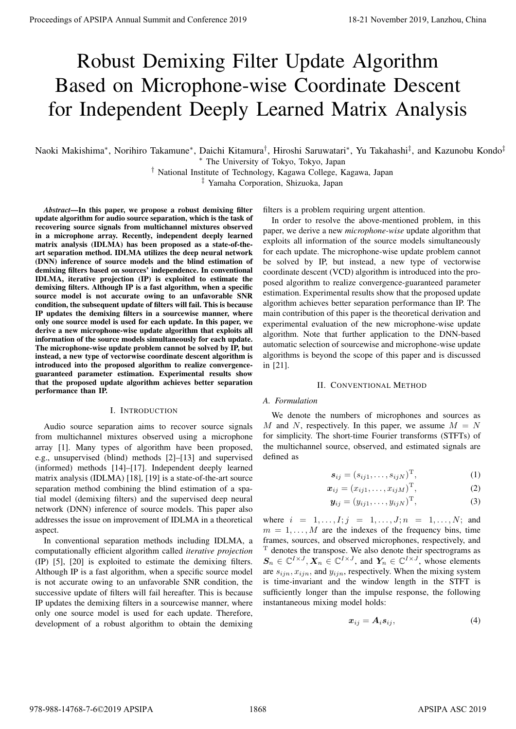# Robust Demixing Filter Update Algorithm Based on Microphone-wise Coordinate Descent for Independent Deeply Learned Matrix Analysis

Naoki Makishima*, Norihiro Takamune*, Daichi Kitamura†, Hiroshi Saruwatari*, Yu Takahashi‡, and Kazunobu Kondo‡

\* The University of Tokyo, Tokyo, Japan

† National Institute of Technology, Kagawa College, Kagawa, Japan

‡ Yamaha Corporation, Shizuoka, Japan

***Abstract*—In this paper, we propose a robust demixing filter update algorithm for audio source separation, which is the task of recovering source signals from multichannel mixtures observed in a microphone array. Recently, independent deeply learned matrix analysis (IDLMA) has been proposed as a state-of-the-art separation method. IDLMA utilizes the deep neural network (DNN) inference of source models and the blind estimation of demixing filters based on sources' independence. In conventional IDLMA, iterative projection (IP) is exploited to estimate the demixing filters. Although IP is a fast algorithm, when a specific source model is not accurate owing to an unfavorable SNR condition, the subsequent update of filters will fail. This is because IP updates the demixing filters in a sourcewise manner, where only one source model is used for each update. In this paper, we derive a new microphone-wise update algorithm that exploits all information of the source models simultaneously for each update. The microphone-wise update problem cannot be solved by IP, but instead, a new type of vectorwise coordinate descent algorithm is introduced into the proposed algorithm to realize convergence-guaranteed parameter estimation. Experimental results show that the proposed update algorithm achieves better separation performance than IP.**

## I. Introduction

Audio source separation aims to recover source signals from multichannel mixtures observed using a microphone array [1]. Many types of algorithm have been proposed, e.g., unsupervised (blind) methods [2]–[13] and supervised (informed) methods [14]–[17]. Independent deeply learned matrix analysis (IDLMA) [18], [19] is a state-of-the-art source separation method combining the blind estimation of a spatial model (demixing filters) and the supervised deep neural network (DNN) inference of source models. This paper also addresses the issue on improvement of IDLMA in a theoretical aspect.

In conventional separation methods including IDLMA, a computationally efficient algorithm called *iterative projection* (IP) [5], [20] is exploited to estimate the demixing filters. Although IP is a fast algorithm, when a specific source model is not accurate owing to an unfavorable SNR condition, the successive update of filters will fail hereafter. This is because IP updates the demixing filters in a sourcewise manner, where only one source model is used for each update. Therefore, development of a robust algorithm to obtain the demixing filters is a problem requiring urgent attention.

In order to resolve the above-mentioned problem, in this paper, we derive a new *microphone-wise* update algorithm that exploits all information of the source models simultaneously for each update. The microphone-wise update problem cannot be solved by IP, but instead, a new type of vectorwise coordinate descent (VCD) algorithm is introduced into the proposed algorithm to realize convergence-guaranteed parameter estimation. Experimental results show that the proposed update algorithm achieves better separation performance than IP. The main contribution of this paper is the theoretical derivation and experimental evaluation of the new microphone-wise update algorithm. Note that further application to the DNN-based automatic selection of sourcewise and microphone-wise update algorithms is beyond the scope of this paper and is discussed in [21].

## II. Conventional Method

### A. Formulation

We denote the numbers of microphones and sources as $M$ and $N$, respectively. In this paper, we assume $M = N$ for simplicity. The short-time Fourier transforms (STFTs) of the multichannel source, observed, and estimated signals are defined as

$$\boldsymbol{s}_{ij} = (s_{ij1}, \ldots, s_{ijN})^{\mathrm{T}}, \tag{1}$$

$$\boldsymbol{x}_{ij} = (x_{ij1}, \ldots, x_{ijM})^{\mathrm{T}}, \tag{2}$$

$$\boldsymbol{y}_{ij} = (y_{ij1}, \ldots, y_{ijN})^{\mathrm{T}}, \tag{3}$$

where $i = 1, \ldots, I; j = 1, \ldots, J; n = 1, \ldots, N$; and $m = 1, \ldots, M$ are the indexes of the frequency bins, time frames, sources, and observed microphones, respectively, and $^{\mathrm{T}}$ denotes the transpose. We also denote their spectrograms as $\boldsymbol{S}_n \in \mathbb{C}^{I \times J}, \boldsymbol{X}_n \in \mathbb{C}^{I \times J}$, and $\boldsymbol{Y}_n \in \mathbb{C}^{I \times J}$, whose elements are $s_{ijn}, x_{ijn}$, and $y_{ijn}$, respectively. When the mixing system is time-invariant and the window length in the STFT is sufficiently longer than the impulse response, the following instantaneous mixing model holds:

$$\boldsymbol{x}_{ij} = \boldsymbol{A}_i \boldsymbol{s}_{ij}, \tag{4}$$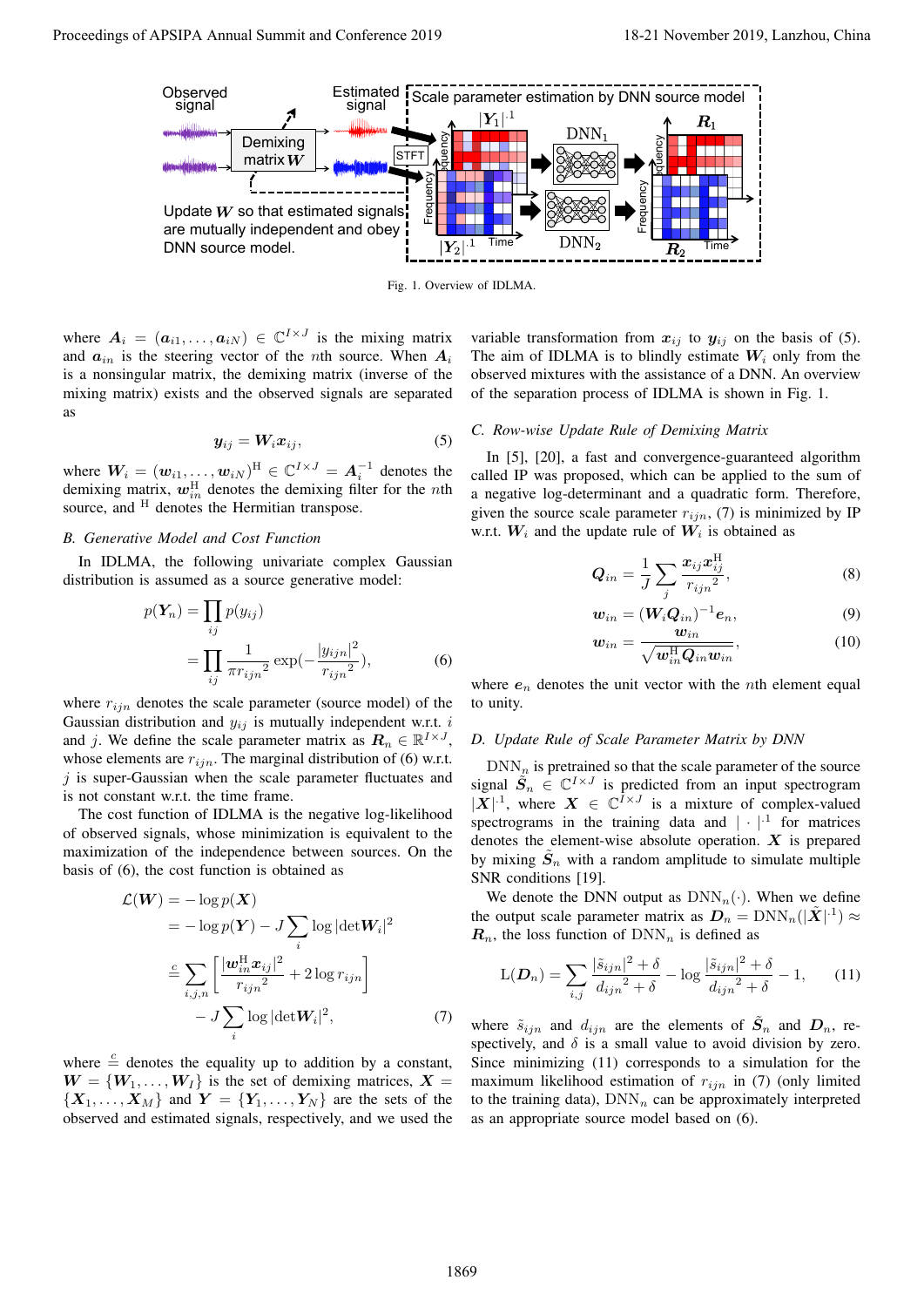Fig. 1. Overview of IDLMA.

where $\boldsymbol{A}_i = (\boldsymbol{a}_{i1}, \ldots, \boldsymbol{a}_{iN}) \in \mathbb{C}^{I \times J}$ is the mixing matrix and $\boldsymbol{a}_{in}$ is the steering vector of the $n$th source. When $\boldsymbol{A}_i$ is a nonsingular matrix, the demixing matrix (inverse of the mixing matrix) exists and the observed signals are separated as

$$\boldsymbol{y}_{ij} = \boldsymbol{W}_i \boldsymbol{x}_{ij}, \tag{5}$$

where $\boldsymbol{W}_i = (\boldsymbol{w}_{i1}, \ldots, \boldsymbol{w}_{iN})^{\mathrm{H}} \in \mathbb{C}^{I \times J} = \boldsymbol{A}_i^{-1}$ denotes the demixing matrix, $\boldsymbol{w}_{in}^{\mathrm{H}}$ denotes the demixing filter for the $n$th source, and $^{\mathrm{H}}$ denotes the Hermitian transpose.

### B. Generative Model and Cost Function

In IDLMA, the following univariate complex Gaussian distribution is assumed as a source generative model:

$$\begin{aligned} p(\boldsymbol{Y}_n) &= \prod_{ij} p(y_{ij}) \\ &= \prod_{ij} \frac{1}{\pi {r_{ijn}}^2} \exp\left(-\frac{|y_{ijn}|^2}{{r_{ijn}}^2}\right), \end{aligned} \tag{6}$$

where $r_{ijn}$ denotes the scale parameter (source model) of the Gaussian distribution and $y_{ij}$ is mutually independent w.r.t. $i$ and $j$. We define the scale parameter matrix as $\boldsymbol{R}_n \in \mathbb{R}^{I \times J}$, whose elements are $r_{ijn}$. The marginal distribution of (6) w.r.t. $j$ is super-Gaussian when the scale parameter fluctuates and is not constant w.r.t. the time frame.

The cost function of IDLMA is the negative log-likelihood of observed signals, whose minimization is equivalent to the maximization of the independence between sources. On the basis of (6), the cost function is obtained as

$$\begin{aligned} \mathcal{L}(\boldsymbol{W}) &= -\log p(\boldsymbol{X}) \\ &= -\log p(\boldsymbol{Y}) - J \sum_i \log |\det \boldsymbol{W}_i|^2 \\ &\stackrel{c}{=} \sum_{i,j,n} \left[ \frac{|\boldsymbol{w}_{in}^{\mathrm{H}} \boldsymbol{x}_{ij}|^2}{{r_{ijn}}^2} + 2 \log r_{ijn} \right] \\ &\quad - J \sum_i \log |\det \boldsymbol{W}_i|^2, \end{aligned} \tag{7}$$

where $\stackrel{c}{=}$ denotes the equality up to addition by a constant, $\boldsymbol{W} = \{\boldsymbol{W}_1, \ldots, \boldsymbol{W}_I\}$ is the set of demixing matrices, $\boldsymbol{X} = \{\boldsymbol{X}_1, \ldots, \boldsymbol{X}_M\}$ and $\boldsymbol{Y} = \{\boldsymbol{Y}_1, \ldots, \boldsymbol{Y}_N\}$ are the sets of the observed and estimated signals, respectively, and we used the variable transformation from $\boldsymbol{x}_{ij}$ to $\boldsymbol{y}_{ij}$ on the basis of (5). The aim of IDLMA is to blindly estimate $\boldsymbol{W}_i$ only from the observed mixtures with the assistance of a DNN. An overview of the separation process of IDLMA is shown in Fig. 1.

### C. Row-wise Update Rule of Demixing Matrix

In [5], [20], a fast and convergence-guaranteed algorithm called IP was proposed, which can be applied to the sum of a negative log-determinant and a quadratic form. Therefore, given the source scale parameter $r_{ijn}$, (7) is minimized by IP w.r.t. $\boldsymbol{W}_i$ and the update rule of $\boldsymbol{W}_i$ is obtained as

$$\boldsymbol{Q}_{in} = \frac{1}{J} \sum_j \frac{\boldsymbol{x}_{ij} \boldsymbol{x}_{ij}^{\mathrm{H}}}{{r_{ijn}}^2}, \tag{8}$$

$$\boldsymbol{w}_{in} = (\boldsymbol{W}_i \boldsymbol{Q}_{in})^{-1} \boldsymbol{e}_n, \tag{9}$$

$$\boldsymbol{w}_{in} = \frac{\boldsymbol{w}_{in}}{\sqrt{\boldsymbol{w}_{in}^{\mathrm{H}} \boldsymbol{Q}_{in} \boldsymbol{w}_{in}}}, \tag{10}$$

where $\boldsymbol{e}_n$ denotes the unit vector with the $n$th element equal to unity.

### D. Update Rule of Scale Parameter Matrix by DNN

$\mathrm{DNN}_n$ is pretrained so that the scale parameter of the source signal $\tilde{\boldsymbol{S}}_n \in \mathbb{C}^{I \times J}$ is predicted from an input spectrogram $|\boldsymbol{X}|^{\cdot 1}$, where $\boldsymbol{X} \in \mathbb{C}^{I \times J}$ is a mixture of complex-valued spectrograms in the training data and $|\cdot|^{\cdot 1}$ for matrices denotes the element-wise absolute operation. $\boldsymbol{X}$ is prepared by mixing $\tilde{\boldsymbol{S}}_n$ with a random amplitude to simulate multiple SNR conditions [19].

We denote the DNN output as $\mathrm{DNN}_n(\cdot)$. When we define the output scale parameter matrix as $\boldsymbol{D}_n = \mathrm{DNN}_n(|\tilde{\boldsymbol{X}}|^{\cdot 1}) \approx \boldsymbol{R}_n$, the loss function of $\mathrm{DNN}_n$ is defined as

$$\mathrm{L}(\boldsymbol{D}_n) = \sum_{i,j} \frac{|\tilde{s}_{ijn}|^2 + \delta}{{d_{ijn}}^2 + \delta} - \log \frac{|\tilde{s}_{ijn}|^2 + \delta}{{d_{ijn}}^2 + \delta} - 1, \tag{11}$$

where $\tilde{s}_{ijn}$ and $d_{ijn}$ are the elements of $\tilde{\boldsymbol{S}}_n$ and $\boldsymbol{D}_n$, respectively, and $\delta$ is a small value to avoid division by zero. Since minimizing (11) corresponds to a simulation for the maximum likelihood estimation of $r_{ijn}$ in (7) (only limited to the training data), $\mathrm{DNN}_n$ can be approximately interpreted as an appropriate source model based on (6).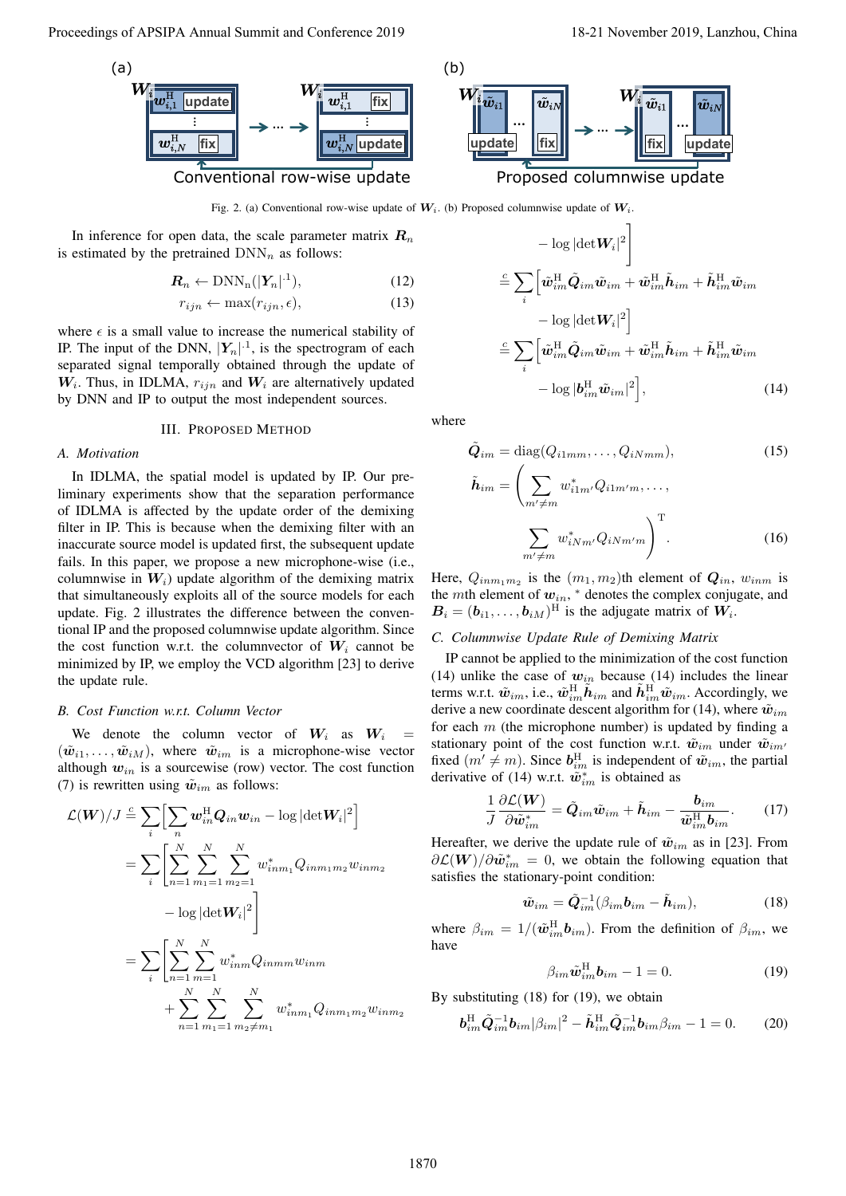Fig. 2. (a) Conventional row-wise update of $\boldsymbol{W}_i$. (b) Proposed columnwise update of $\boldsymbol{W}_i$.

In inference for open data, the scale parameter matrix $\boldsymbol{R}_n$ is estimated by the pretrained $\mathrm{DNN}_n$ as follows:

$$\boldsymbol{R}_n \leftarrow \mathrm{DNN_n}(|\boldsymbol{Y}_n|^{\cdot 1}), \tag{12}$$

$$r_{ijn} \leftarrow \max(r_{ijn}, \epsilon), \tag{13}$$

where $\epsilon$ is a small value to increase the numerical stability of IP. The input of the DNN, $|\boldsymbol{Y}_n|^{\cdot 1}$, is the spectrogram of each separated signal temporally obtained through the update of $\boldsymbol{W}_i$. Thus, in IDLMA, $r_{ijn}$ and $\boldsymbol{W}_i$ are alternatively updated by DNN and IP to output the most independent sources.

## III. Proposed Method

### A. Motivation

In IDLMA, the spatial model is updated by IP. Our preliminary experiments show that the separation performance of IDLMA is affected by the update order of the demixing filter in IP. This is because when the demixing filter with an inaccurate source model is updated first, the subsequent update fails. In this paper, we propose a new microphone-wise (i.e., columnwise in $\boldsymbol{W}_i$) update algorithm of the demixing matrix that simultaneously exploits all of the source models for each update. Fig. 2 illustrates the difference between the conventional IP and the proposed columnwise update algorithm. Since the cost function w.r.t. the columnvector of $\boldsymbol{W}_i$ cannot be minimized by IP, we employ the VCD algorithm [23] to derive the update rule.

### B. Cost Function w.r.t. Column Vector

We denote the column vector of $\boldsymbol{W}_i$ as $\boldsymbol{W}_i = (\tilde{\boldsymbol{w}}_{i1}, \ldots, \tilde{\boldsymbol{w}}_{iM})$, where $\tilde{\boldsymbol{w}}_{im}$ is a microphone-wise vector although $\boldsymbol{w}_{in}$ is a sourcewise (row) vector. The cost function (7) is rewritten using $\tilde{\boldsymbol{w}}_{im}$ as follows:

$$\begin{aligned}
\mathcal{L}(\boldsymbol{W})/J &\overset{c}{=} \sum_i \Big[ \sum_n \boldsymbol{w}_{in}^{\mathrm{H}} \boldsymbol{Q}_{in} \boldsymbol{w}_{in} - \log |\det \boldsymbol{W}_i|^2 \Big] \\
&= \sum_i \Bigg[ \sum_{n=1}^{N} \sum_{m_1=1}^{N} \sum_{m_2=1}^{N} w_{inm_1}^{*} Q_{inm_1m_2} w_{inm_2} \\
&\qquad - \log |\det \boldsymbol{W}_i|^2 \Bigg] \\
&= \sum_i \Bigg[ \sum_{n=1}^{N} \sum_{m=1}^{N} w_{inm}^{*} Q_{inmm} w_{inm} \\
&\qquad + \sum_{n=1}^{N} \sum_{m_1=1}^{N} \sum_{m_2 \neq m_1}^{N} w_{inm_1}^{*} Q_{inm_1m_2} w_{inm_2} \\
&\qquad - \log |\det \boldsymbol{W}_i|^2 \Bigg] \\
&\overset{c}{=} \sum_i \Big[ \tilde{\boldsymbol{w}}_{im}^{\mathrm{H}} \tilde{\boldsymbol{Q}}_{im} \tilde{\boldsymbol{w}}_{im} + \tilde{\boldsymbol{w}}_{im}^{\mathrm{H}} \tilde{\boldsymbol{h}}_{im} + \tilde{\boldsymbol{h}}_{im}^{\mathrm{H}} \tilde{\boldsymbol{w}}_{im} \\
&\qquad - \log |\det \boldsymbol{W}_i|^2 \Big] \\
&\overset{c}{=} \sum_i \Big[ \tilde{\boldsymbol{w}}_{im}^{\mathrm{H}} \tilde{\boldsymbol{Q}}_{im} \tilde{\boldsymbol{w}}_{im} + \tilde{\boldsymbol{w}}_{im}^{\mathrm{H}} \tilde{\boldsymbol{h}}_{im} + \tilde{\boldsymbol{h}}_{im}^{\mathrm{H}} \tilde{\boldsymbol{w}}_{im} \\
&\qquad - \log |\boldsymbol{b}_{im}^{\mathrm{H}} \tilde{\boldsymbol{w}}_{im}|^2 \Big],
\end{aligned} \tag{14}$$

where

$$\tilde{\boldsymbol{Q}}_{im} = \mathrm{diag}(Q_{i1mm}, \ldots, Q_{iNmm}), \tag{15}$$

$$\tilde{\boldsymbol{h}}_{im} = \left( \sum_{m' \neq m} w_{i1m'}^{*} Q_{i1m'm}, \ldots, \sum_{m' \neq m} w_{iNm'}^{*} Q_{iNm'm} \right)^{\mathrm{T}}. \tag{16}$$

Here, $Q_{inm_1m_2}$ is the $(m_1, m_2)$th element of $\boldsymbol{Q}_{in}$, $w_{inm}$ is the $m$th element of $\boldsymbol{w}_{in}$, $^{*}$ denotes the complex conjugate, and $\boldsymbol{B}_i = (\boldsymbol{b}_{i1}, \ldots, \boldsymbol{b}_{iM})^{\mathrm{H}}$ is the adjugate matrix of $\boldsymbol{W}_i$.

### C. Columnwise Update Rule of Demixing Matrix

IP cannot be applied to the minimization of the cost function (14) unlike the case of $\boldsymbol{w}_{in}$ because (14) includes the linear terms w.r.t. $\tilde{\boldsymbol{w}}_{im}$, i.e., $\tilde{\boldsymbol{w}}_{im}^{\mathrm{H}} \tilde{\boldsymbol{h}}_{im}$ and $\tilde{\boldsymbol{h}}_{im}^{\mathrm{H}} \tilde{\boldsymbol{w}}_{im}$. Accordingly, we derive a new coordinate descent algorithm for (14), where $\tilde{\boldsymbol{w}}_{im}$ for each $m$ (the microphone number) is updated by finding a stationary point of the cost function w.r.t. $\tilde{\boldsymbol{w}}_{im}$ under $\tilde{\boldsymbol{w}}_{im'}$ fixed ($m' \neq m$). Since $\mathbf{b}_{im}^{\mathrm{H}}$ is independent of $\tilde{\boldsymbol{w}}_{im}$, the partial derivative of (14) w.r.t. $\tilde{\boldsymbol{w}}_{im}^{*}$ is obtained as

$$\frac{1}{J} \frac{\partial \mathcal{L}(\boldsymbol{W})}{\partial \tilde{\boldsymbol{w}}_{im}^{*}} = \tilde{\boldsymbol{Q}}_{im} \tilde{\boldsymbol{w}}_{im} + \tilde{\boldsymbol{h}}_{im} - \frac{\boldsymbol{b}_{im}}{\tilde{\boldsymbol{w}}_{im}^{\mathrm{H}} \boldsymbol{b}_{im}}. \tag{17}$$

Hereafter, we derive the update rule of $\tilde{\boldsymbol{w}}_{im}$ as in [23]. From $\partial \mathcal{L}(\boldsymbol{W}) / \partial \tilde{\boldsymbol{w}}_{im}^{*} = 0$, we obtain the following equation that satisfies the stationary-point condition:

$$\tilde{\boldsymbol{w}}_{im} = \tilde{\boldsymbol{Q}}_{im}^{-1} (\beta_{im} \boldsymbol{b}_{im} - \tilde{\boldsymbol{h}}_{im}), \tag{18}$$

where $\beta_{im} = 1/(\tilde{\boldsymbol{w}}_{im}^{\mathrm{H}} \boldsymbol{b}_{im})$. From the definition of $\beta_{im}$, we have

$$\beta_{im} \tilde{\boldsymbol{w}}_{im}^{\mathrm{H}} \boldsymbol{b}_{im} - 1 = 0. \tag{19}$$

By substituting (18) for (19), we obtain

$$\boldsymbol{b}_{im}^{\mathrm{H}} \tilde{\boldsymbol{Q}}_{im}^{-1} \boldsymbol{b}_{im} |\beta_{im}|^2 - \tilde{\boldsymbol{h}}_{im}^{\mathrm{H}} \tilde{\boldsymbol{Q}}_{im}^{-1} \boldsymbol{b}_{im} \beta_{im} - 1 = 0. \tag{20}$$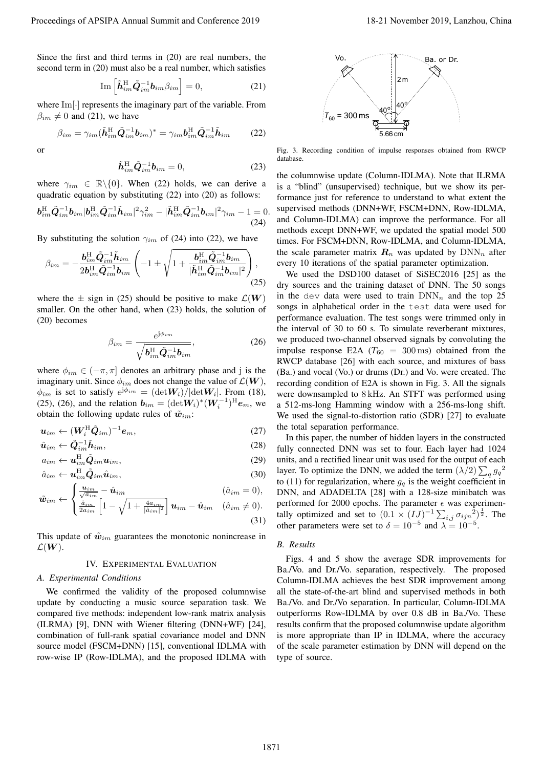Since the first and third terms in (20) are real numbers, the second term in (20) must also be a real number, which satisfies

$$\mathrm{Im}\left[\tilde{\boldsymbol{h}}_{im}^{\mathrm{H}}\tilde{\boldsymbol{Q}}_{im}^{-1}\boldsymbol{b}_{im}\beta_{im}\right] = 0, \tag{21}$$

where $\mathrm{Im}[\cdot]$ represents the imaginary part of the variable. From $\beta_{im} \neq 0$ and (21), we have

$$\beta_{im} = \gamma_{im}(\tilde{\boldsymbol{h}}_{im}^{\mathrm{H}}\tilde{\boldsymbol{Q}}_{im}^{-1}\boldsymbol{b}_{im})^{*} = \gamma_{im}\boldsymbol{b}_{im}^{\mathrm{H}}\tilde{\boldsymbol{Q}}_{im}^{-1}\tilde{\boldsymbol{h}}_{im} \tag{22}$$

or

$$\tilde{\boldsymbol{h}}_{im}^{\mathrm{H}}\tilde{\boldsymbol{Q}}_{im}^{-1}\boldsymbol{b}_{im} = 0, \tag{23}$$

where $\gamma_{im} \in \mathbb{R}\backslash\{0\}$. When (22) holds, we can derive a quadratic equation by substituting (22) into (20) as follows:

$$\boldsymbol{b}_{im}^{\mathrm{H}}\tilde{\boldsymbol{Q}}_{im}^{-1}\boldsymbol{b}_{im}|\boldsymbol{b}_{im}^{\mathrm{H}}\tilde{\boldsymbol{Q}}_{im}^{-1}\tilde{\boldsymbol{h}}_{im}|^2\gamma_{im}^2 - |\tilde{\boldsymbol{h}}_{im}^{\mathrm{H}}\tilde{\boldsymbol{Q}}_{im}^{-1}\boldsymbol{b}_{im}|^2\gamma_{im} - 1 = 0. \tag{24}$$

By substituting the solution $\gamma_{im}$ of (24) into (22), we have

$$\beta_{im} = -\frac{\boldsymbol{b}_{im}^{\mathrm{H}}\tilde{\boldsymbol{Q}}_{im}^{-1}\tilde{\boldsymbol{h}}_{im}}{2\boldsymbol{b}_{im}^{\mathrm{H}}\tilde{\boldsymbol{Q}}_{im}^{-1}\boldsymbol{b}_{im}}\left(-1 \pm \sqrt{1 + \frac{\boldsymbol{b}_{im}^{\mathrm{H}}\tilde{\boldsymbol{Q}}_{im}^{-1}\boldsymbol{b}_{im}}{|\tilde{\boldsymbol{h}}_{im}^{\mathrm{H}}\tilde{\boldsymbol{Q}}_{im}^{-1}\boldsymbol{b}_{im}|^2}}\right), \tag{25}$$

where the $\pm$ sign in (25) should be positive to make $\mathcal{L}(\boldsymbol{W})$ smaller. On the other hand, when (23) holds, the solution of (20) becomes

$$\beta_{im} = \frac{e^{\mathrm{j}\phi_{im}}}{\sqrt{\boldsymbol{b}_{im}^{\mathrm{H}}\tilde{\boldsymbol{Q}}_{im}^{-1}\boldsymbol{b}_{im}}}, \tag{26}$$

where $\phi_{im} \in (-\pi, \pi]$ denotes an arbitrary phase and j is the imaginary unit. Since $\phi_{im}$ does not change the value of $\mathcal{L}(\boldsymbol{W})$, $\phi_{im}$ is set to satisfy $e^{\mathrm{j}\phi_{im}} = (\det\boldsymbol{W}_i)/|\det\boldsymbol{W}_i|$. From (18), (25), (26), and the relation $\boldsymbol{b}_{im} = (\det\boldsymbol{W}_i)^{*}(\boldsymbol{W}_i^{-1})^{\mathrm{H}}\boldsymbol{e}_m$, we obtain the following update rules of $\tilde{\boldsymbol{w}}_{im}$:

$$\boldsymbol{u}_{im} \leftarrow (\boldsymbol{W}_i^{\mathrm{H}}\tilde{\boldsymbol{Q}}_{im})^{-1}\boldsymbol{e}_m, \tag{27}$$

$$\hat{\boldsymbol{u}}_{im} \leftarrow \tilde{\boldsymbol{Q}}_{im}^{-1}\tilde{\boldsymbol{h}}_{im}, \tag{28}$$

$$a_{im} \leftarrow \boldsymbol{u}_{im}^{\mathrm{H}}\tilde{\boldsymbol{Q}}_{im}\boldsymbol{u}_{im}, \tag{29}$$

$$\hat{a}_{im} \leftarrow \boldsymbol{u}_{im}^{\mathrm{H}}\tilde{\boldsymbol{Q}}_{im}\hat{\boldsymbol{u}}_{im}, \tag{30}$$

$$\tilde{\boldsymbol{w}}_{im} \leftarrow \begin{cases} \frac{\boldsymbol{u}_{im}}{\sqrt{a_{im}}} - \hat{\boldsymbol{u}}_{im} & (\hat{a}_{im} = 0), \\ \frac{\hat{a}_{im}}{2a_{im}}\left[1 - \sqrt{1 + \frac{4a_{im}}{|\hat{a}_{im}|^2}}\right]\boldsymbol{u}_{im} - \hat{\boldsymbol{u}}_{im} & (\hat{a}_{im} \neq 0). \end{cases} \tag{31}$$

This update of $\tilde{\boldsymbol{w}}_{im}$ guarantees the monotonic nonincrease in $\mathcal{L}(\boldsymbol{W})$.

## IV. Experimental Evaluation

### A. Experimental Conditions

We confirmed the validity of the proposed columnwise update by conducting a music source separation task. We compared five methods: independent low-rank matrix analysis (ILRMA) [9], DNN with Wiener filtering (DNN+WF) [24], combination of full-rank spatial covariance model and DNN source model (FSCM+DNN) [15], conventional IDLMA with row-wise IP (Row-IDLMA), and the proposed IDLMA with the columnwise update (Column-IDLMA). Note that ILRMA is a "blind" (unsupervised) technique, but we show its performance just for reference to understand to what extent the supervised methods (DNN+WF, FSCM+DNN, Row-IDLMA, and Column-IDLMA) can improve the performance. For all methods except DNN+WF, we updated the spatial model 500 times. For FSCM+DNN, Row-IDLMA, and Column-IDLMA, the scale parameter matrix $\boldsymbol{R}_n$ was updated by $\mathrm{DNN}_n$ after every 10 iterations of the spatial parameter optimization.

Fig. 3. Recording condition of impulse responses obtained from RWCP database.

We used the DSD100 dataset of SiSEC2016 [25] as the dry sources and the training dataset of DNN. The 50 songs in the `dev` data were used to train $\mathrm{DNN}_n$ and the top 25 songs in alphabetical order in the `test` data were used for performance evaluation. The test songs were trimmed only in the interval of 30 to 60 s. To simulate reverberant mixtures, we produced two-channel observed signals by convoluting the impulse response E2A ($T_{60} = 300\,\mathrm{ms}$) obtained from the RWCP database [26] with each source, and mixtures of bass (Ba.) and vocal (Vo.) or drums (Dr.) and Vo. were created. The recording condition of E2A is shown in Fig. 3. All the signals were downsampled to 8 kHz. An STFT was performed using a 512-ms-long Hamming window with a 256-ms-long shift. We used the signal-to-distortion ratio (SDR) [27] to evaluate the total separation performance.

In this paper, the number of hidden layers in the constructed fully connected DNN was set to four. Each layer had 1024 units, and a rectified linear unit was used for the output of each layer. To optimize the DNN, we added the term $(\lambda/2)\sum_q {g_q}^2$ to (11) for regularization, where $g_q$ is the weight coefficient in DNN, and ADADELTA [28] with a 128-size minibatch was performed for 2000 epochs. The parameter $\epsilon$ was experimentally optimized and set to $(0.1 \times (IJ)^{-1}\sum_{i,j} {\sigma_{ijn}}^2)^{\frac{1}{2}}$. The other parameters were set to $\delta = 10^{-5}$ and $\lambda = 10^{-5}$.

### B. Results

Figs. 4 and 5 show the average SDR improvements for Ba./Vo. and Dr./Vo. separation, respectively. The proposed Column-IDLMA achieves the best SDR improvement among all the state-of-the-art blind and supervised methods in both Ba./Vo. and Dr./Vo separation. In particular, Column-IDLMA outperforms Row-IDLMA by over 0.8 dB in Ba./Vo. These results confirm that the proposed columnwise update algorithm is more appropriate than IP in IDLMA, where the accuracy of the scale parameter estimation by DNN will depend on the type of source.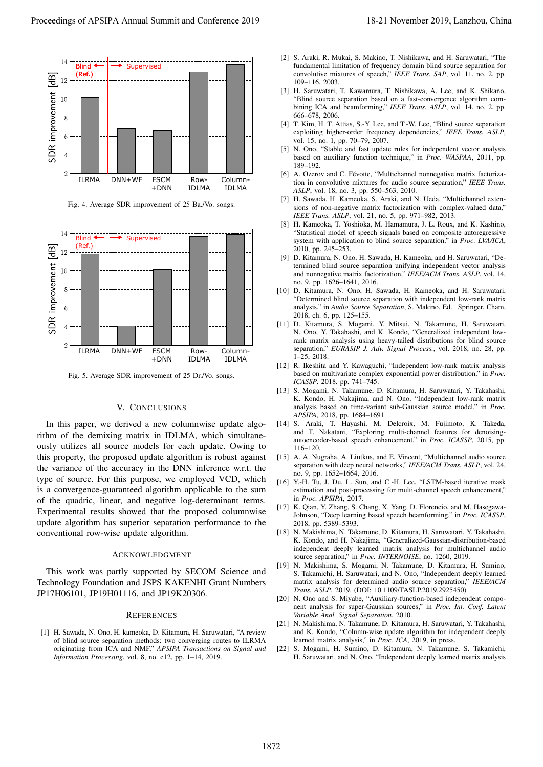Fig. 4. Average SDR improvement of 25 Ba./Vo. songs.

Fig. 5. Average SDR improvement of 25 Dr./Vo. songs.

## V. Conclusions

In this paper, we derived a new columnwise update algorithm of the demixing matrix in IDLMA, which simultaneously utilizes all source models for each update. Owing to this property, the proposed update algorithm is robust against the variance of the accuracy in the DNN inference w.r.t. the type of source. For this purpose, we employed VCD, which is a convergence-guaranteed algorithm applicable to the sum of the quadric, linear, and negative log-determinant terms. Experimental results showed that the proposed columnwise update algorithm has superior separation performance to the conventional row-wise update algorithm.

## Acknowledgment

This work was partly supported by SECOM Science and Technology Foundation and JSPS KAKENHI Grant Numbers JP17H06101, JP19H01116, and JP19K20306.

## References

[1] H. Sawada, N. Ono, H. kameoka, D. Kitamura, H. Saruwatari, "A review of blind source separation methods: two converging routes to ILRMA originating from ICA and NMF," *APSIPA Transactions on Signal and Information Processing*, vol. 8, no. e12, pp. 1–14, 2019.

[2] S. Araki, R. Mukai, S. Makino, T. Nishikawa, and H. Saruwatari, "The fundamental limitation of frequency domain blind source separation for convolutive mixtures of speech," *IEEE Trans. SAP*, vol. 11, no. 2, pp. 109–116, 2003.

[3] H. Saruwatari, T. Kawamura, T. Nishikawa, A. Lee, and K. Shikano, "Blind source separation based on a fast-convergence algorithm combining ICA and beamforming," *IEEE Trans. ASLP*, vol. 14, no. 2, pp. 666–678, 2006.

[4] T. Kim, H. T. Attias, S.-Y. Lee, and T.-W. Lee, "Blind source separation exploiting higher-order frequency dependencies," *IEEE Trans. ASLP*, vol. 15, no. 1, pp. 70–79, 2007.

[5] N. Ono, "Stable and fast update rules for independent vector analysis based on auxiliary function technique," in *Proc. WASPAA*, 2011, pp. 189–192.

[6] A. Ozerov and C. Févotte, "Multichannel nonnegative matrix factorization in convolutive mixtures for audio source separation," *IEEE Trans. ASLP*, vol. 18, no. 3, pp. 550–563, 2010.

[7] H. Sawada, H. Kameoka, S. Araki, and N. Ueda, "Multichannel extensions of non-negative matrix factorization with complex-valued data," *IEEE Trans. ASLP*, vol. 21, no. 5, pp. 971–982, 2013.

[8] H. Kameoka, T. Yoshioka, M. Hamamura, J. L. Roux, and K. Kashino, "Statistical model of speech signals based on composite autoregressive system with application to blind source separation," in *Proc. LVA/ICA*, 2010, pp. 245–253.

[9] D. Kitamura, N. Ono, H. Sawada, H. Kameoka, and H. Saruwatari, "Determined blind source separation unifying independent vector analysis and nonnegative matrix factorization," *IEEE/ACM Trans. ASLP*, vol. 14, no. 9, pp. 1626–1641, 2016.

[10] D. Kitamura, N. Ono, H. Sawada, H. Kameoka, and H. Saruwatari, "Determined blind source separation with independent low-rank matrix analysis," in *Audio Source Separation*, S. Makino, Ed. Springer, Cham, 2018, ch. 6, pp. 125–155.

[11] D. Kitamura, S. Mogami, Y. Mitsui, N. Takamune, H. Saruwatari, N. Ono, Y. Takahashi, and K. Kondo, "Generalized independent low-rank matrix analysis using heavy-tailed distributions for blind source separation," *EURASIP J. Adv. Signal Process.*, vol. 2018, no. 28, pp. 1–25, 2018.

[12] R. Ikeshita and Y. Kawaguchi, "Independent low-rank matrix analysis based on multivariate complex exponential power distribution," in *Proc. ICASSP*, 2018, pp. 741–745.

[13] S. Mogami, N. Takamune, D. Kitamura, H. Saruwatari, Y. Takahashi, K. Kondo, H. Nakajima, and N. Ono, "Independent low-rank matrix analysis based on time-variant sub-Gaussian source model," in *Proc. APSIPA*, 2018, pp. 1684–1691.

[14] S. Araki, T. Hayashi, M. Delcroix, M. Fujimoto, K. Takeda, and T. Nakatani, "Exploring multi-channel features for denoising-autoencoder-based speech enhancement," in *Proc. ICASSP*, 2015, pp. 116–120.

[15] A. A. Nugraha, A. Liutkus, and E. Vincent, "Multichannel audio source separation with deep neural networks," *IEEE/ACM Trans. ASLP*, vol. 24, no. 9, pp. 1652–1664, 2016.

[16] Y.-H. Tu, J. Du, L. Sun, and C.-H. Lee, "LSTM-based iterative mask estimation and post-processing for multi-channel speech enhancement," in *Proc. APSIPA*, 2017.

[17] K. Qian, Y. Zhang, S. Chang, X. Yang, D. Florencio, and M. Hasegawa-Johnson, "Deep learning based speech beamforming," in *Proc. ICASSP*, 2018, pp. 5389–5393.

[18] N. Makishima, N. Takamune, D. Kitamura, H. Saruwatari, Y. Takahashi, K. Kondo, and H. Nakajima, "Generalized-Gaussian-distribution-based independent deeply learned matrix analysis for multichannel audio source separation," in *Proc. INTERNOISE*, no. 1260, 2019.

[19] N. Makishima, S. Mogami, N. Takamune, D. Kitamura, H. Sumino, S. Takamichi, H. Saruwatari, and N. Ono, "Independent deeply learned matrix analysis for determined audio source separation," *IEEE/ACM Trans. ASLP*, 2019. (DOI: 10.1109/TASLP.2019.2925450)

[20] N. Ono and S. Miyabe, "Auxiliary-function-based independent component analysis for super-Gaussian sources," in *Proc. Int. Conf. Latent Variable Anal. Signal Separation*, 2010.

[21] N. Makishima, N. Takamune, D. Kitamura, H. Saruwatari, Y. Takahashi, and K. Kondo, "Column-wise update algorithm for independent deeply learned matrix analysis," in *Proc. ICA*, 2019, in press.

[22] S. Mogami, H. Sumino, D. Kitamura, N. Takamune, S. Takamichi, H. Saruwatari, and N. Ono, "Independent deeply learned matrix analysis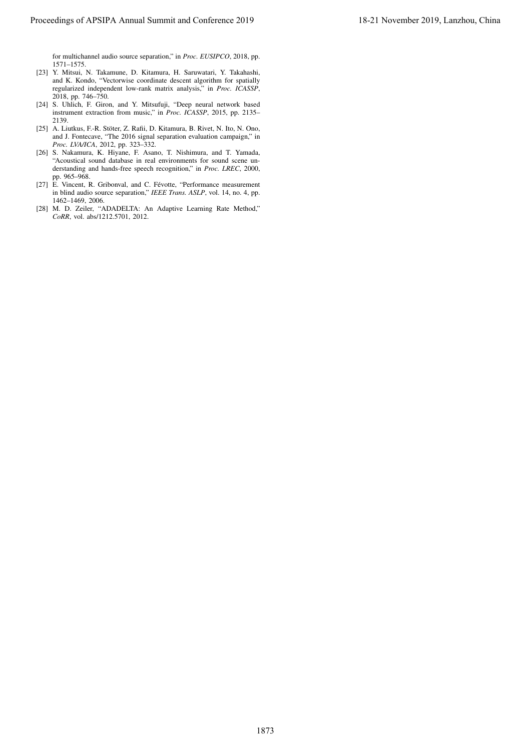for multichannel audio source separation," in *Proc. EUSIPCO*, 2018, pp. 1571–1575.

[23] Y. Mitsui, N. Takamune, D. Kitamura, H. Saruwatari, Y. Takahashi, and K. Kondo, "Vectorwise coordinate descent algorithm for spatially regularized independent low-rank matrix analysis," in *Proc. ICASSP*, 2018, pp. 746–750.

[24] S. Uhlich, F. Giron, and Y. Mitsufuji, "Deep neural network based instrument extraction from music," in *Proc. ICASSP*, 2015, pp. 2135–2139.

[25] A. Liutkus, F.-R. Stöter, Z. Rafii, D. Kitamura, B. Rivet, N. Ito, N. Ono, and J. Fontecave, "The 2016 signal separation evaluation campaign," in *Proc. LVA/ICA*, 2012, pp. 323–332.

[26] S. Nakamura, K. Hiyane, F. Asano, T. Nishimura, and T. Yamada, "Acoustical sound database in real environments for sound scene understanding and hands-free speech recognition," in *Proc. LREC*, 2000, pp. 965–968.

[27] E. Vincent, R. Gribonval, and C. Févotte, "Performance measurement in blind audio source separation," *IEEE Trans. ASLP*, vol. 14, no. 4, pp. 1462–1469, 2006.

[28] M. D. Zeiler, "ADADELTA: An Adaptive Learning Rate Method," *CoRR*, vol. abs/1212.5701, 2012.